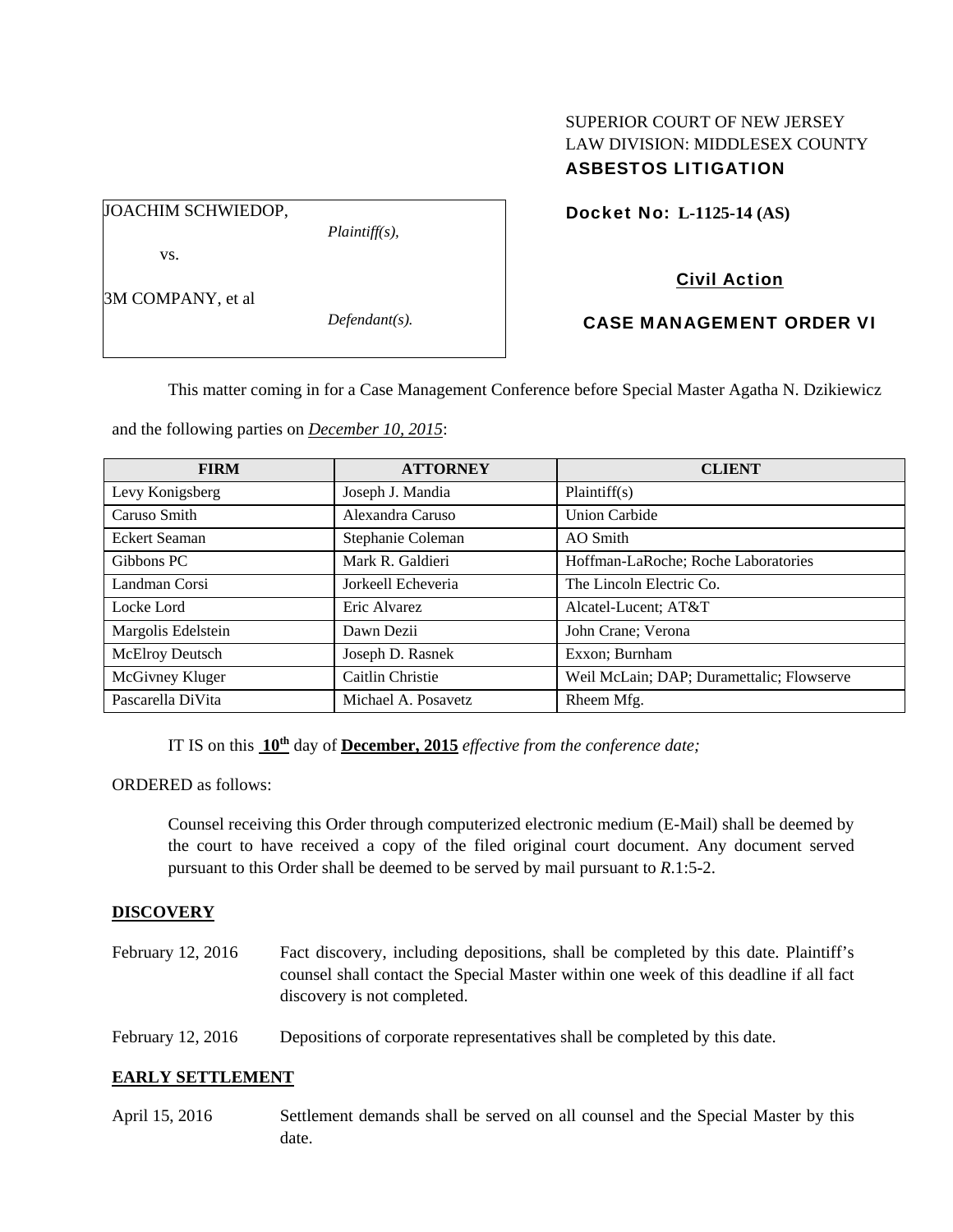SUPERIOR COURT OF NEW JERSEY
LAW DIVISION: MIDDLESEX COUNTY
**ASBESTOS LITIGATION**

JOACHIM SCHWIEDOP,
*Plaintiff(s),*

vs.

3M COMPANY, et al
*Defendant(s).*

**Docket No: L-1125-14 (AS)**

**Civil Action**

**CASE MANAGEMENT ORDER VI**

This matter coming in for a Case Management Conference before Special Master Agatha N. Dzikiewicz and the following parties on *December 10, 2015*:

| FIRM | ATTORNEY | CLIENT |
|---|---|---|
| Levy Konigsberg | Joseph J. Mandia | Plaintiff(s) |
| Caruso Smith | Alexandra Caruso | Union Carbide |
| Eckert Seaman | Stephanie Coleman | AO Smith |
| Gibbons PC | Mark R. Galdieri | Hoffman-LaRoche; Roche Laboratories |
| Landman Corsi | Jorkeell Echeveria | The Lincoln Electric Co. |
| Locke Lord | Eric Alvarez | Alcatel-Lucent; AT&T |
| Margolis Edelstein | Dawn Dezii | John Crane; Verona |
| McElroy Deutsch | Joseph D. Rasnek | Exxon; Burnham |
| McGivney Kluger | Caitlin Christie | Weil McLain; DAP; Durametallic; Flowserve |
| Pascarella DiVita | Michael A. Posavetz | Rheem Mfg. |

IT IS on this **10th** day of **December, 2015** *effective from the conference date;*

ORDERED as follows:

Counsel receiving this Order through computerized electronic medium (E-Mail) shall be deemed by the court to have received a copy of the filed original court document. Any document served pursuant to this Order shall be deemed to be served by mail pursuant to *R*.1:5-2.

**DISCOVERY**

February 12, 2016 — Fact discovery, including depositions, shall be completed by this date. Plaintiff's counsel shall contact the Special Master within one week of this deadline if all fact discovery is not completed.

February 12, 2016 — Depositions of corporate representatives shall be completed by this date.

**EARLY SETTLEMENT**

April 15, 2016 — Settlement demands shall be served on all counsel and the Special Master by this date.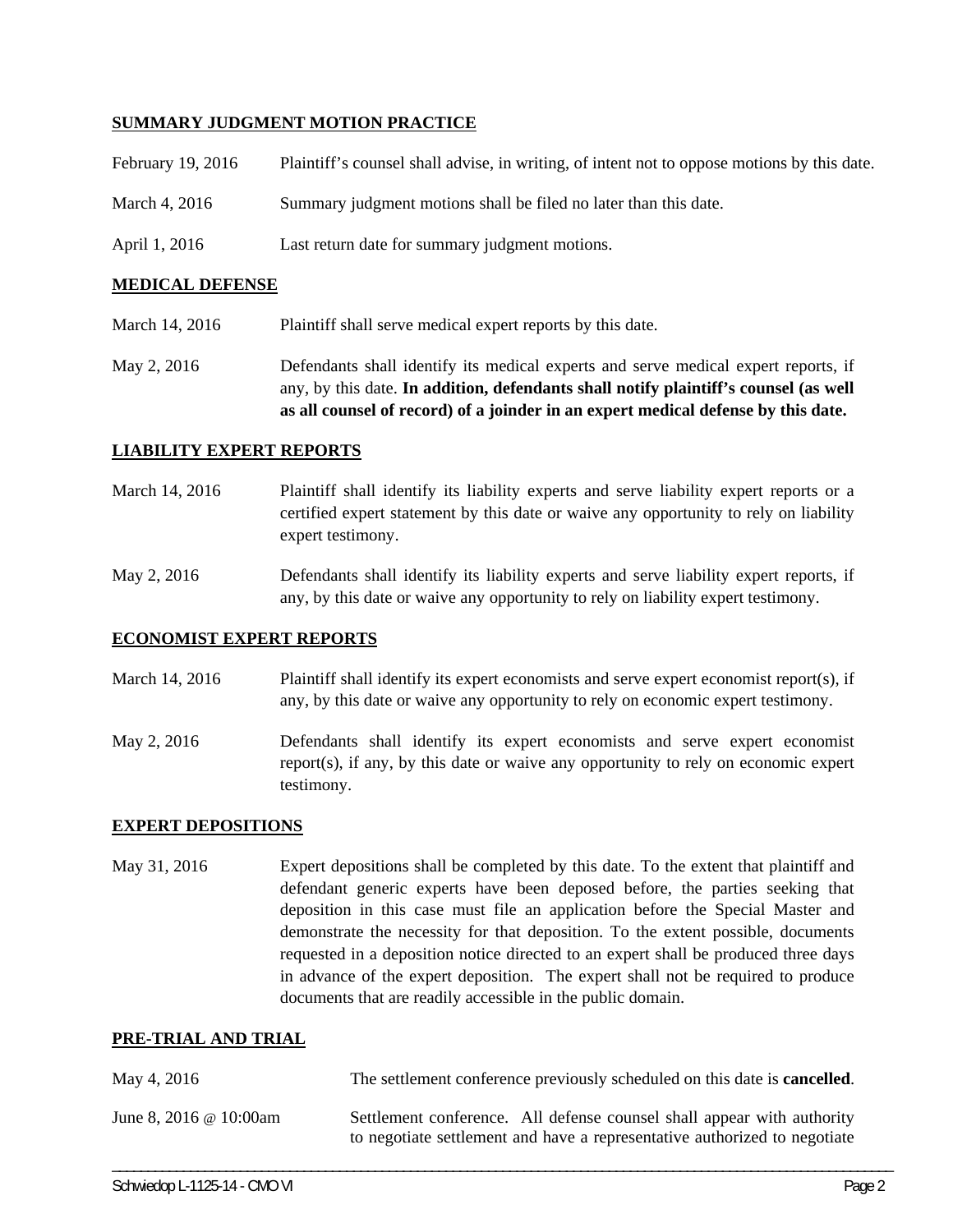**SUMMARY JUDGMENT MOTION PRACTICE**

| | |
|---|---|
| February 19, 2016 | Plaintiff's counsel shall advise, in writing, of intent not to oppose motions by this date. |
| March 4, 2016 | Summary judgment motions shall be filed no later than this date. |
| April 1, 2016 | Last return date for summary judgment motions. |

**MEDICAL DEFENSE**

| | |
|---|---|
| March 14, 2016 | Plaintiff shall serve medical expert reports by this date. |
| May 2, 2016 | Defendants shall identify its medical experts and serve medical expert reports, if any, by this date. **In addition, defendants shall notify plaintiff's counsel (as well as all counsel of record) of a joinder in an expert medical defense by this date.** |

**LIABILITY EXPERT REPORTS**

| | |
|---|---|
| March 14, 2016 | Plaintiff shall identify its liability experts and serve liability expert reports or a certified expert statement by this date or waive any opportunity to rely on liability expert testimony. |
| May 2, 2016 | Defendants shall identify its liability experts and serve liability expert reports, if any, by this date or waive any opportunity to rely on liability expert testimony. |

**ECONOMIST EXPERT REPORTS**

| | |
|---|---|
| March 14, 2016 | Plaintiff shall identify its expert economists and serve expert economist report(s), if any, by this date or waive any opportunity to rely on economic expert testimony. |
| May 2, 2016 | Defendants shall identify its expert economists and serve expert economist report(s), if any, by this date or waive any opportunity to rely on economic expert testimony. |

**EXPERT DEPOSITIONS**

| | |
|---|---|
| May 31, 2016 | Expert depositions shall be completed by this date. To the extent that plaintiff and defendant generic experts have been deposed before, the parties seeking that deposition in this case must file an application before the Special Master and demonstrate the necessity for that deposition. To the extent possible, documents requested in a deposition notice directed to an expert shall be produced three days in advance of the expert deposition. The expert shall not be required to produce documents that are readily accessible in the public domain. |

**PRE-TRIAL AND TRIAL**

| | |
|---|---|
| May 4, 2016 | The settlement conference previously scheduled on this date is **cancelled**. |
| June 8, 2016 @ 10:00am | Settlement conference. All defense counsel shall appear with authority to negotiate settlement and have a representative authorized to negotiate |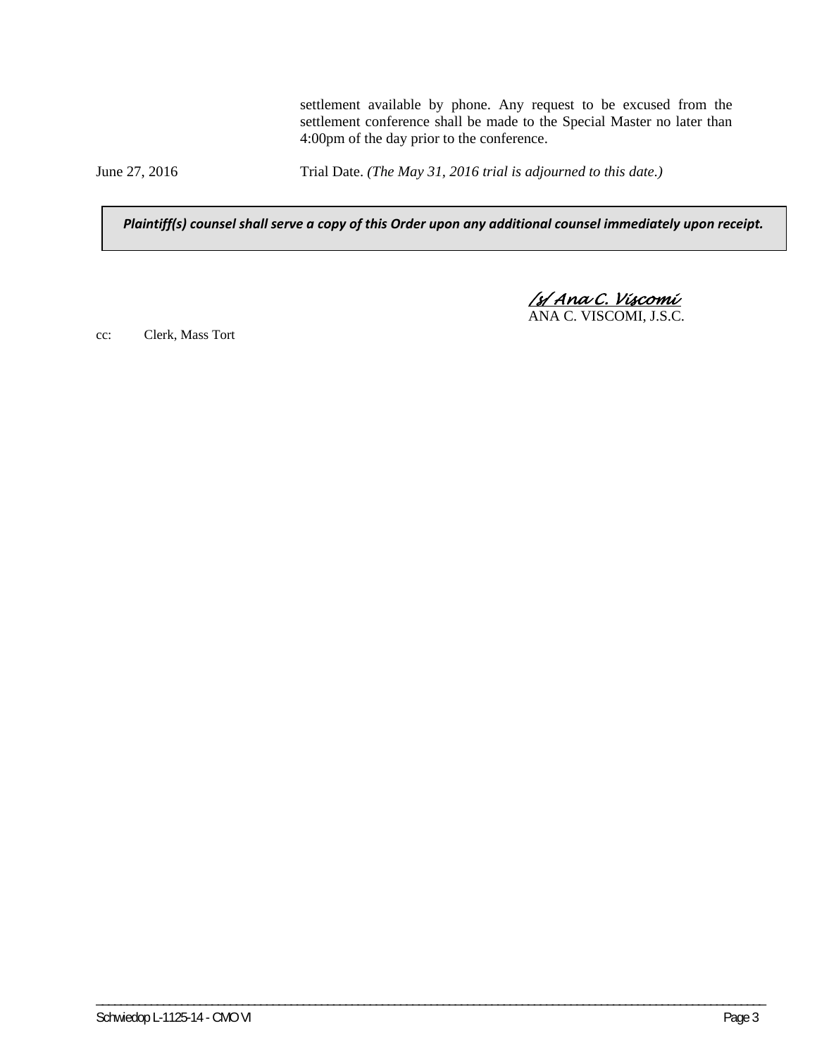| | |
|---|---|
| | settlement available by phone. Any request to be excused from the settlement conference shall be made to the Special Master no later than 4:00pm of the day prior to the conference. |
| June 27, 2016 | Trial Date. *(The May 31, 2016 trial is adjourned to this date.)* |

***Plaintiff(s) counsel shall serve a copy of this Order upon any additional counsel immediately upon receipt.***

*/s/ Ana C. Viscomi*
ANA C. VISCOMI, J.S.C.

cc: Clerk, Mass Tort

Schwiedop L-1125-14 - CMO VI